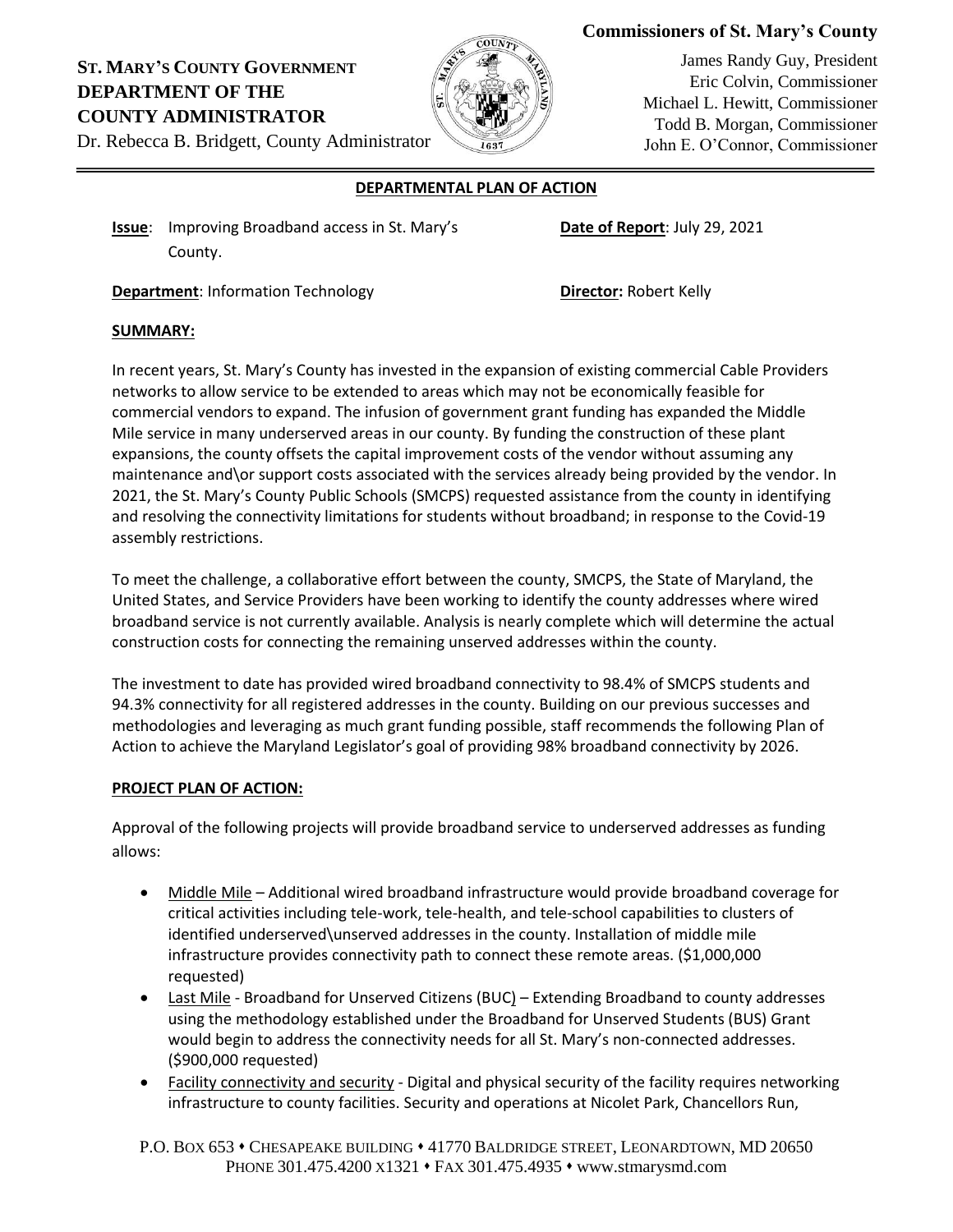**ST. MARY'S COUNTY GOVERNMENT**
**DEPARTMENT OF THE COUNTY ADMINISTRATOR**
Dr. Rebecca B. Bridgett, County Administrator

**Commissioners of St. Mary's County**
James Randy Guy, President
Eric Colvin, Commissioner
Michael L. Hewitt, Commissioner
Todd B. Morgan, Commissioner
John E. O'Connor, Commissioner

## DEPARTMENTAL PLAN OF ACTION

**Issue**: Improving Broadband access in St. Mary's County.

**Date of Report**: July 29, 2021

**Department**: Information Technology

**Director:** Robert Kelly

### SUMMARY:

In recent years, St. Mary's County has invested in the expansion of existing commercial Cable Providers networks to allow service to be extended to areas which may not be economically feasible for commercial vendors to expand. The infusion of government grant funding has expanded the Middle Mile service in many underserved areas in our county. By funding the construction of these plant expansions, the county offsets the capital improvement costs of the vendor without assuming any maintenance and\or support costs associated with the services already being provided by the vendor. In 2021, the St. Mary's County Public Schools (SMCPS) requested assistance from the county in identifying and resolving the connectivity limitations for students without broadband; in response to the Covid-19 assembly restrictions.

To meet the challenge, a collaborative effort between the county, SMCPS, the State of Maryland, the United States, and Service Providers have been working to identify the county addresses where wired broadband service is not currently available. Analysis is nearly complete which will determine the actual construction costs for connecting the remaining unserved addresses within the county.

The investment to date has provided wired broadband connectivity to 98.4% of SMCPS students and 94.3% connectivity for all registered addresses in the county. Building on our previous successes and methodologies and leveraging as much grant funding possible, staff recommends the following Plan of Action to achieve the Maryland Legislator's goal of providing 98% broadband connectivity by 2026.

### PROJECT PLAN OF ACTION:

Approval of the following projects will provide broadband service to underserved addresses as funding allows:

- Middle Mile – Additional wired broadband infrastructure would provide broadband coverage for critical activities including tele-work, tele-health, and tele-school capabilities to clusters of identified underserved\unserved addresses in the county. Installation of middle mile infrastructure provides connectivity path to connect these remote areas. ($1,000,000 requested)
- Last Mile - Broadband for Unserved Citizens (BUC) – Extending Broadband to county addresses using the methodology established under the Broadband for Unserved Students (BUS) Grant would begin to address the connectivity needs for all St. Mary's non-connected addresses. ($900,000 requested)
- Facility connectivity and security - Digital and physical security of the facility requires networking infrastructure to county facilities. Security and operations at Nicolet Park, Chancellors Run,

P.O. BOX 653 • CHESAPEAKE BUILDING • 41770 BALDRIDGE STREET, LEONARDTOWN, MD 20650
PHONE 301.475.4200 X1321 • FAX 301.475.4935 • www.stmarysmd.com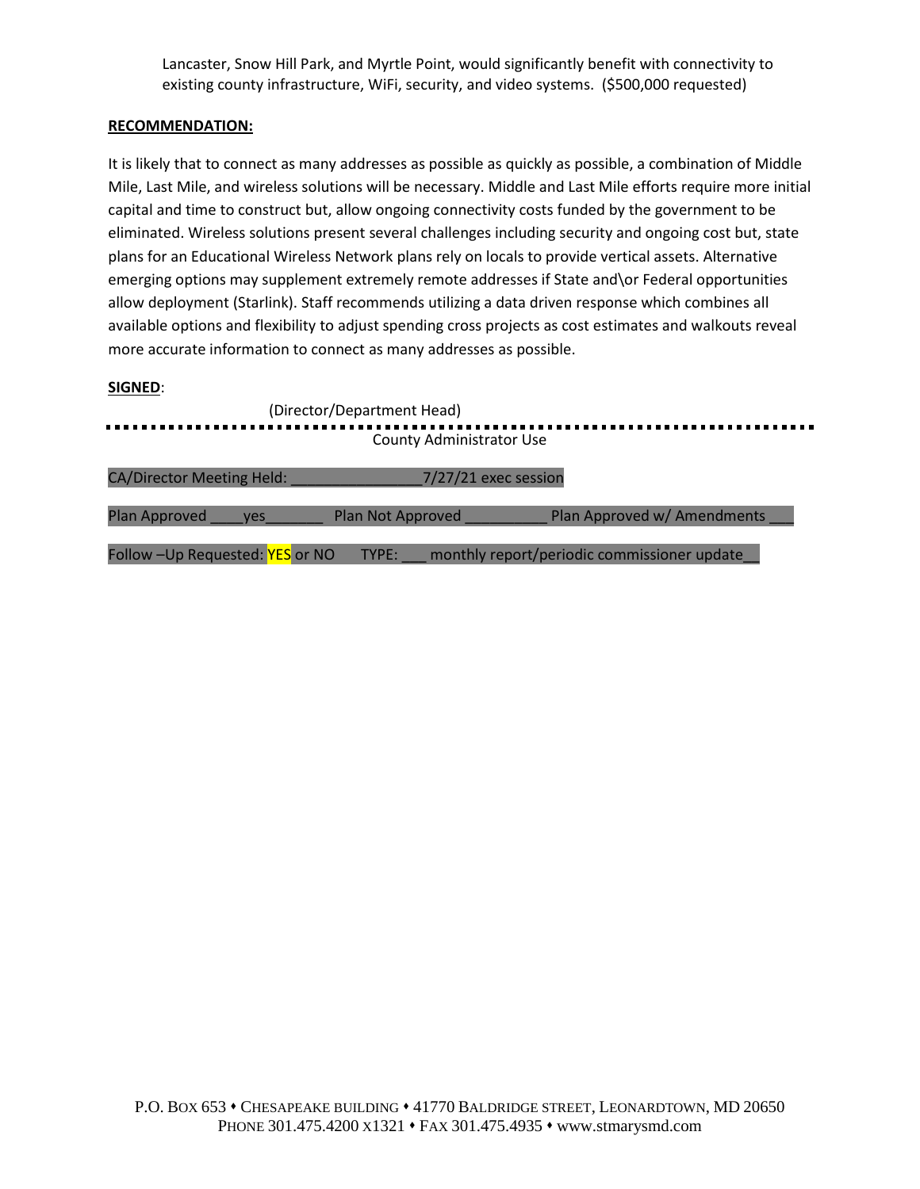Lancaster, Snow Hill Park, and Myrtle Point, would significantly benefit with connectivity to existing county infrastructure, WiFi, security, and video systems. ($500,000 requested)

**RECOMMENDATION:**

It is likely that to connect as many addresses as possible as quickly as possible, a combination of Middle Mile, Last Mile, and wireless solutions will be necessary. Middle and Last Mile efforts require more initial capital and time to construct but, allow ongoing connectivity costs funded by the government to be eliminated. Wireless solutions present several challenges including security and ongoing cost but, state plans for an Educational Wireless Network plans rely on locals to provide vertical assets. Alternative emerging options may supplement extremely remote addresses if State and\or Federal opportunities allow deployment (Starlink). Staff recommends utilizing a data driven response which combines all available options and flexibility to adjust spending cross projects as cost estimates and walkouts reveal more accurate information to connect as many addresses as possible.

**SIGNED**:

(Director/Department Head)

County Administrator Use

CA/Director Meeting Held: _______________7/27/21 exec session

Plan Approved ____yes_______ Plan Not Approved _________ Plan Approved w/ Amendments ___

Follow –Up Requested: YES or NO TYPE: ___ monthly report/periodic commissioner update__

P.O. BOX 653 • CHESAPEAKE BUILDING • 41770 BALDRIDGE STREET, LEONARDTOWN, MD 20650
PHONE 301.475.4200 X1321 • FAX 301.475.4935 • www.stmarysmd.com